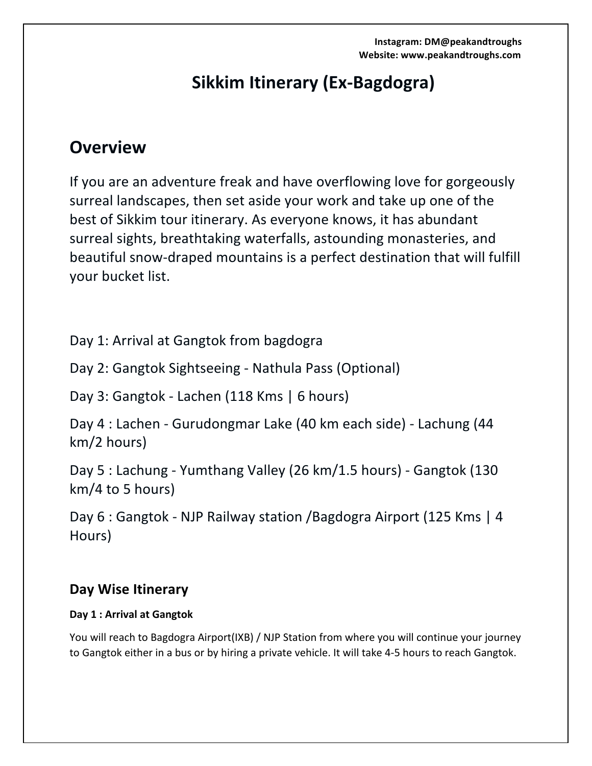**Instagram: DM@peakandtroughs**
**Website: www.peakandtroughs.com**

# Sikkim Itinerary (Ex-Bagdogra)

## Overview

If you are an adventure freak and have overflowing love for gorgeously surreal landscapes, then set aside your work and take up one of the best of Sikkim tour itinerary. As everyone knows, it has abundant surreal sights, breathtaking waterfalls, astounding monasteries, and beautiful snow-draped mountains is a perfect destination that will fulfill your bucket list.

Day 1: Arrival at Gangtok from bagdogra

Day 2: Gangtok Sightseeing - Nathula Pass (Optional)

Day 3: Gangtok - Lachen (118 Kms | 6 hours)

Day 4 : Lachen - Gurudongmar Lake (40 km each side) - Lachung (44 km/2 hours)

Day 5 : Lachung - Yumthang Valley (26 km/1.5 hours) - Gangtok (130 km/4 to 5 hours)

Day 6 : Gangtok - NJP Railway station /Bagdogra Airport (125 Kms | 4 Hours)

### Day Wise Itinerary

#### Day 1 : Arrival at Gangtok

You will reach to Bagdogra Airport(IXB) / NJP Station from where you will continue your journey to Gangtok either in a bus or by hiring a private vehicle. It will take 4-5 hours to reach Gangtok.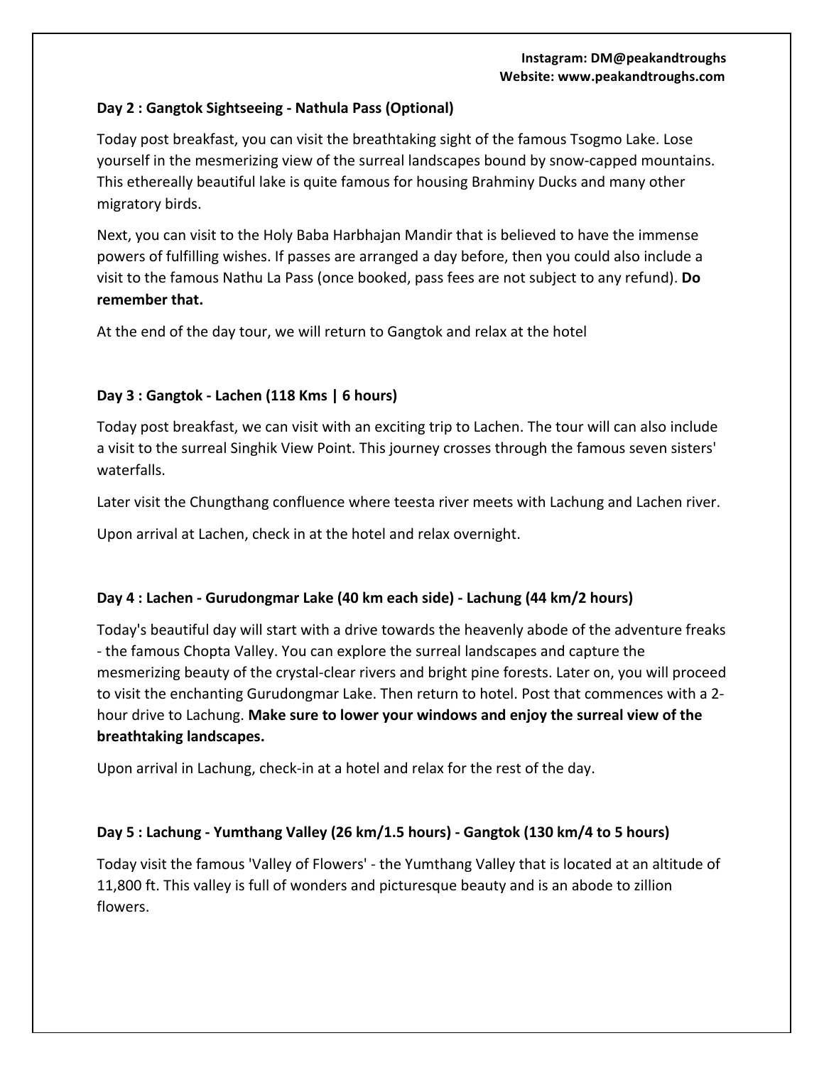**Day 2 : Gangtok Sightseeing - Nathula Pass (Optional)**

Today post breakfast, you can visit the breathtaking sight of the famous Tsogmo Lake. Lose yourself in the mesmerizing view of the surreal landscapes bound by snow-capped mountains. This ethereally beautiful lake is quite famous for housing Brahminy Ducks and many other migratory birds.

Next, you can visit to the Holy Baba Harbhajan Mandir that is believed to have the immense powers of fulfilling wishes. If passes are arranged a day before, then you could also include a visit to the famous Nathu La Pass (once booked, pass fees are not subject to any refund). **Do remember that.**

At the end of the day tour, we will return to Gangtok and relax at the hotel

**Day 3 : Gangtok - Lachen (118 Kms | 6 hours)**

Today post breakfast, we can visit with an exciting trip to Lachen. The tour will can also include a visit to the surreal Singhik View Point. This journey crosses through the famous seven sisters' waterfalls.

Later visit the Chungthang confluence where teesta river meets with Lachung and Lachen river.

Upon arrival at Lachen, check in at the hotel and relax overnight.

**Day 4 : Lachen - Gurudongmar Lake (40 km each side) - Lachung (44 km/2 hours)**

Today's beautiful day will start with a drive towards the heavenly abode of the adventure freaks - the famous Chopta Valley. You can explore the surreal landscapes and capture the mesmerizing beauty of the crystal-clear rivers and bright pine forests. Later on, you will proceed to visit the enchanting Gurudongmar Lake. Then return to hotel. Post that commences with a 2-hour drive to Lachung. **Make sure to lower your windows and enjoy the surreal view of the breathtaking landscapes.**

Upon arrival in Lachung, check-in at a hotel and relax for the rest of the day.

**Day 5 : Lachung - Yumthang Valley (26 km/1.5 hours) - Gangtok (130 km/4 to 5 hours)**

Today visit the famous 'Valley of Flowers' - the Yumthang Valley that is located at an altitude of 11,800 ft. This valley is full of wonders and picturesque beauty and is an abode to zillion flowers.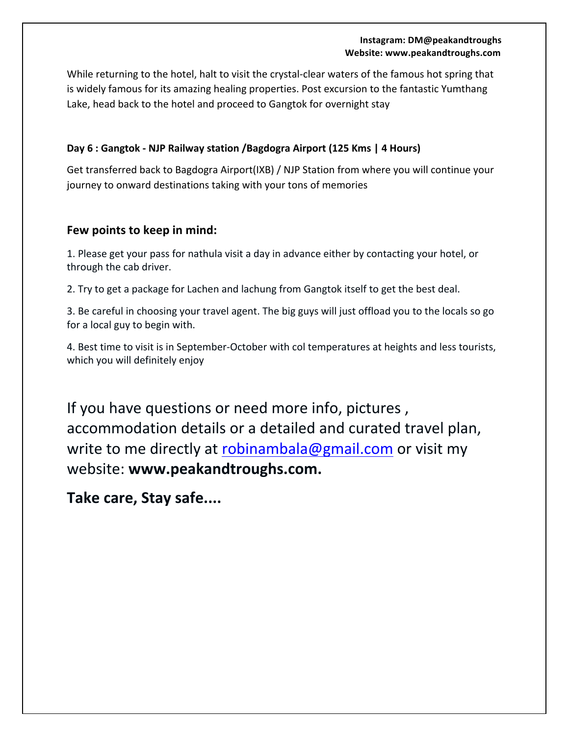While returning to the hotel, halt to visit the crystal-clear waters of the famous hot spring that is widely famous for its amazing healing properties. Post excursion to the fantastic Yumthang Lake, head back to the hotel and proceed to Gangtok for overnight stay

**Day 6 : Gangtok - NJP Railway station /Bagdogra Airport (125 Kms | 4 Hours)**

Get transferred back to Bagdogra Airport(IXB) / NJP Station from where you will continue your journey to onward destinations taking with your tons of memories

### Few points to keep in mind:

1. Please get your pass for nathula visit a day in advance either by contacting your hotel, or through the cab driver.
2. Try to get a package for Lachen and lachung from Gangtok itself to get the best deal.
3. Be careful in choosing your travel agent. The big guys will just offload you to the locals so go for a local guy to begin with.
4. Best time to visit is in September-October with col temperatures at heights and less tourists, which you will definitely enjoy

If you have questions or need more info, pictures , accommodation details or a detailed and curated travel plan, write to me directly at robinambala@gmail.com or visit my website: **www.peakandtroughs.com.**

**Take care, Stay safe....**